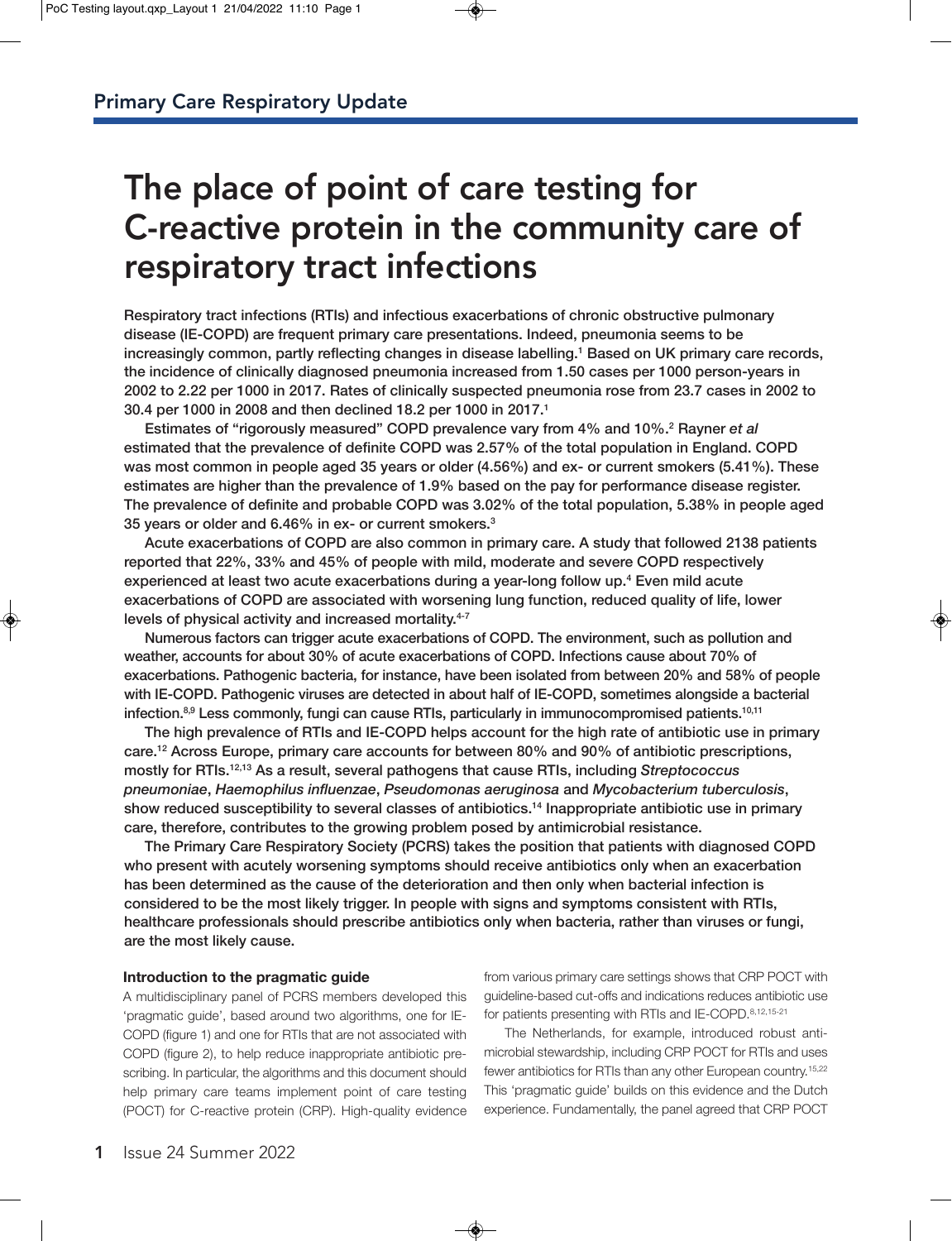# The place of point of care testing for C-reactive protein in the community care of respiratory tract infections

**Respiratory tract infections (RTIs) and infectious exacerbations of chronic obstructive pulmonary disease (IE-COPD) are frequent primary care presentations. Indeed, pneumonia seems to be increasingly common, partly reflecting changes in disease labelling.[1] Based on UK primary care records, the incidence of clinically diagnosed pneumonia increased from 1.50 cases per 1000 person-years in 2002 to 2.22 per 1000 in 2017. Rates of clinically suspected pneumonia rose from 23.7 cases in 2002 to 30.4 per 1000 in 2008 and then declined 18.2 per 1000 in 2017.[1]**

**Estimates of "rigorously measured" COPD prevalence vary from 4% and 10%.[2] Rayner *et al* estimated that the prevalence of definite COPD was 2.57% of the total population in England. COPD was most common in people aged 35 years or older (4.56%) and ex- or current smokers (5.41%). These estimates are higher than the prevalence of 1.9% based on the pay for performance disease register. The prevalence of definite and probable COPD was 3.02% of the total population, 5.38% in people aged 35 years or older and 6.46% in ex- or current smokers.[3]**

**Acute exacerbations of COPD are also common in primary care. A study that followed 2138 patients reported that 22%, 33% and 45% of people with mild, moderate and severe COPD respectively experienced at least two acute exacerbations during a year-long follow up.[4] Even mild acute exacerbations of COPD are associated with worsening lung function, reduced quality of life, lower levels of physical activity and increased mortality.[4-7]**

**Numerous factors can trigger acute exacerbations of COPD. The environment, such as pollution and weather, accounts for about 30% of acute exacerbations of COPD. Infections cause about 70% of exacerbations. Pathogenic bacteria, for instance, have been isolated from between 20% and 58% of people with IE-COPD. Pathogenic viruses are detected in about half of IE-COPD, sometimes alongside a bacterial infection.[8,9] Less commonly, fungi can cause RTIs, particularly in immunocompromised patients.[10,11]**

**The high prevalence of RTIs and IE-COPD helps account for the high rate of antibiotic use in primary care.[12] Across Europe, primary care accounts for between 80% and 90% of antibiotic prescriptions, mostly for RTIs.[12,13] As a result, several pathogens that cause RTIs, including *Streptococcus pneumoniae*, *Haemophilus influenzae*, *Pseudomonas aeruginosa* and *Mycobacterium tuberculosis*, show reduced susceptibility to several classes of antibiotics.[14] Inappropriate antibiotic use in primary care, therefore, contributes to the growing problem posed by antimicrobial resistance.**

**The Primary Care Respiratory Society (PCRS) takes the position that patients with diagnosed COPD who present with acutely worsening symptoms should receive antibiotics only when an exacerbation has been determined as the cause of the deterioration and then only when bacterial infection is considered to be the most likely trigger. In people with signs and symptoms consistent with RTIs, healthcare professionals should prescribe antibiotics only when bacteria, rather than viruses or fungi, are the most likely cause.**

### Introduction to the pragmatic guide

A multidisciplinary panel of PCRS members developed this 'pragmatic guide', based around two algorithms, one for IE-COPD (figure 1) and one for RTIs that are not associated with COPD (figure 2), to help reduce inappropriate antibiotic prescribing. In particular, the algorithms and this document should help primary care teams implement point of care testing (POCT) for C-reactive protein (CRP). High-quality evidence from various primary care settings shows that CRP POCT with guideline-based cut-offs and indications reduces antibiotic use for patients presenting with RTIs and IE-COPD.[8,12,15-21]

The Netherlands, for example, introduced robust antimicrobial stewardship, including CRP POCT for RTIs and uses fewer antibiotics for RTIs than any other European country.[15,22] This 'pragmatic guide' builds on this evidence and the Dutch experience. Fundamentally, the panel agreed that CRP POCT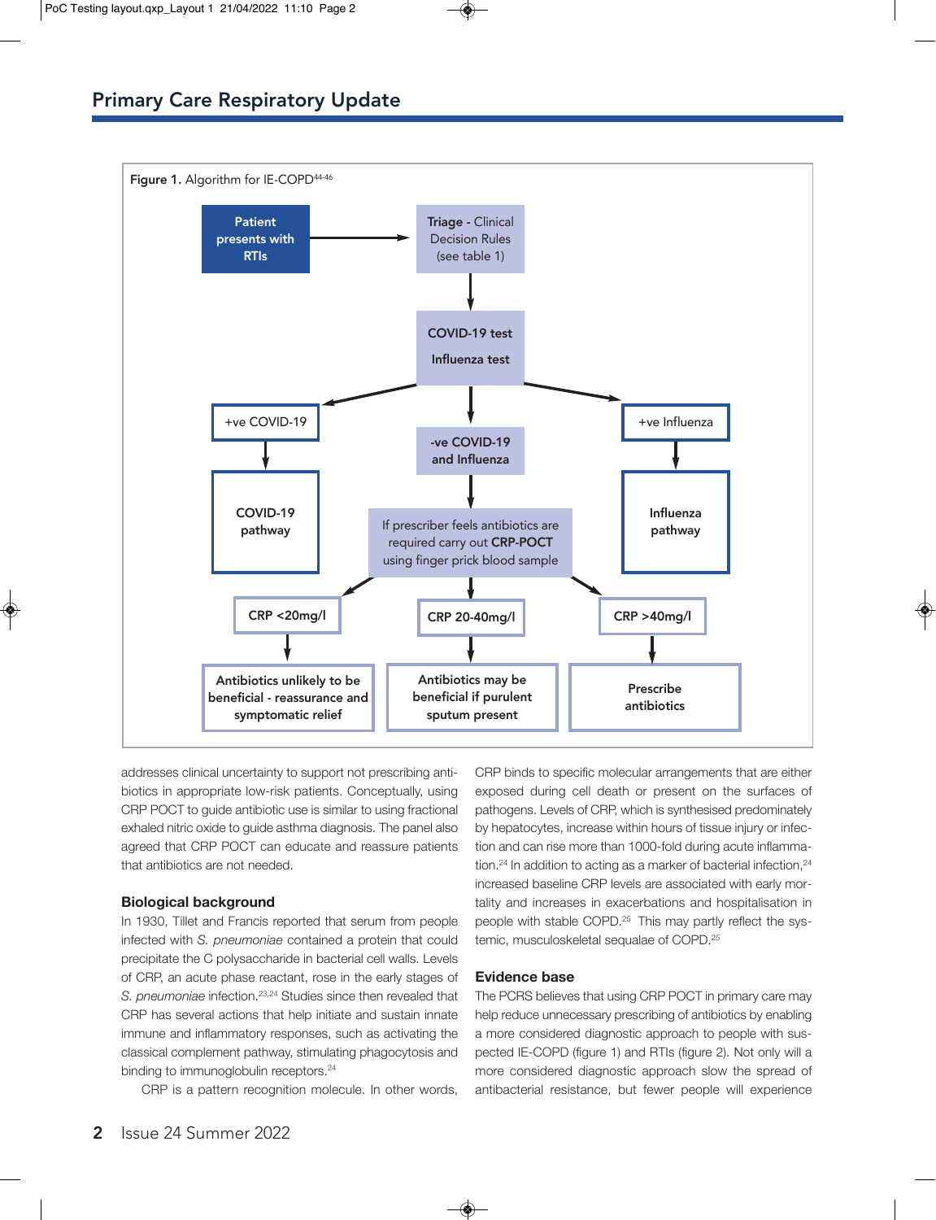**Figure 1.** Algorithm for IE-COPD[44-46]

- Patient presents with RTIs → **Triage** - Clinical Decision Rules (see table 1)
- → **COVID-19 test** / **Influenza test**
  - **+ve COVID-19** → **COVID-19 pathway**
  - **+ve Influenza** → **Influenza pathway**
  - **-ve COVID-19 and Influenza** → If prescriber feels antibiotics are required carry out **CRP-POCT** using finger prick blood sample
    - **CRP <20mg/l** → **Antibiotics unlikely to be beneficial - reassurance and symptomatic relief**
    - **CRP 20-40mg/l** → **Antibiotics may be beneficial if purulent sputum present**
    - **CRP >40mg/l** → **Prescribe antibiotics**

addresses clinical uncertainty to support not prescribing antibiotics in appropriate low-risk patients. Conceptually, using CRP POCT to guide antibiotic use is similar to using fractional exhaled nitric oxide to guide asthma diagnosis. The panel also agreed that CRP POCT can educate and reassure patients that antibiotics are not needed.

### Biological background

In 1930, Tillet and Francis reported that serum from people infected with *S. pneumoniae* contained a protein that could precipitate the C polysaccharide in bacterial cell walls. Levels of CRP, an acute phase reactant, rose in the early stages of *S. pneumoniae* infection.[23,24] Studies since then revealed that CRP has several actions that help initiate and sustain innate immune and inflammatory responses, such as activating the classical complement pathway, stimulating phagocytosis and binding to immunoglobulin receptors.[24]

CRP is a pattern recognition molecule. In other words, CRP binds to specific molecular arrangements that are either exposed during cell death or present on the surfaces of pathogens. Levels of CRP, which is synthesised predominately by hepatocytes, increase within hours of tissue injury or infection and can rise more than 1000-fold during acute inflammation.[24] In addition to acting as a marker of bacterial infection,[24] increased baseline CRP levels are associated with early mortality and increases in exacerbations and hospitalisation in people with stable COPD.[25] This may partly reflect the systemic, musculoskeletal sequalae of COPD.[25]

### Evidence base

The PCRS believes that using CRP POCT in primary care may help reduce unnecessary prescribing of antibiotics by enabling a more considered diagnostic approach to people with suspected IE-COPD (figure 1) and RTIs (figure 2). Not only will a more considered diagnostic approach slow the spread of antibacterial resistance, but fewer people will experience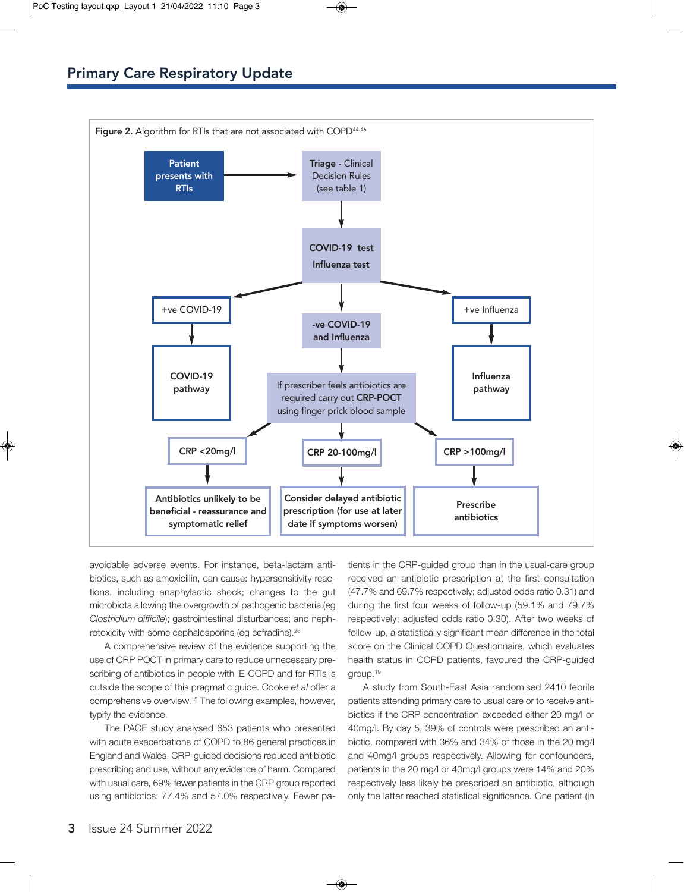**Figure 2.** Algorithm for RTIs that are not associated with COPD[44-46]

- **Patient presents with RTIs** → **Triage** - Clinical Decision Rules (see table 1)
- → **COVID-19 test / Influenza test**
  - +ve COVID-19 → **COVID-19 pathway**
  - +ve Influenza → **Influenza pathway**
  - **-ve COVID-19 and Influenza** → If prescriber feels antibiotics are required carry out **CRP-POCT** using finger prick blood sample
    - **CRP <20mg/l** → **Antibiotics unlikely to be beneficial - reassurance and symptomatic relief**
    - **CRP 20-100mg/l** → **Consider delayed antibiotic prescription (for use at later date if symptoms worsen)**
    - **CRP >100mg/l** → **Prescribe antibiotics**

avoidable adverse events. For instance, beta-lactam antibiotics, such as amoxicillin, can cause: hypersensitivity reactions, including anaphylactic shock; changes to the gut microbiota allowing the overgrowth of pathogenic bacteria (eg *Clostridium difficile*); gastrointestinal disturbances; and nephrotoxicity with some cephalosporins (eg cefradine).[26]

A comprehensive review of the evidence supporting the use of CRP POCT in primary care to reduce unnecessary prescribing of antibiotics in people with IE-COPD and for RTIs is outside the scope of this pragmatic guide. Cooke *et al* offer a comprehensive overview.[15] The following examples, however, typify the evidence.

The PACE study analysed 653 patients who presented with acute exacerbations of COPD to 86 general practices in England and Wales. CRP-guided decisions reduced antibiotic prescribing and use, without any evidence of harm. Compared with usual care, 69% fewer patients in the CRP group reported using antibiotics: 77.4% and 57.0% respectively. Fewer patients in the CRP-guided group than in the usual-care group received an antibiotic prescription at the first consultation (47.7% and 69.7% respectively; adjusted odds ratio 0.31) and during the first four weeks of follow-up (59.1% and 79.7% respectively; adjusted odds ratio 0.30). After two weeks of follow-up, a statistically significant mean difference in the total score on the Clinical COPD Questionnaire, which evaluates health status in COPD patients, favoured the CRP-guided group.[19]

A study from South-East Asia randomised 2410 febrile patients attending primary care to usual care or to receive antibiotics if the CRP concentration exceeded either 20 mg/l or 40mg/l. By day 5, 39% of controls were prescribed an antibiotic, compared with 36% and 34% of those in the 20 mg/l and 40mg/l groups respectively. Allowing for confounders, patients in the 20 mg/l or 40mg/l groups were 14% and 20% respectively less likely be prescribed an antibiotic, although only the latter reached statistical significance. One patient (in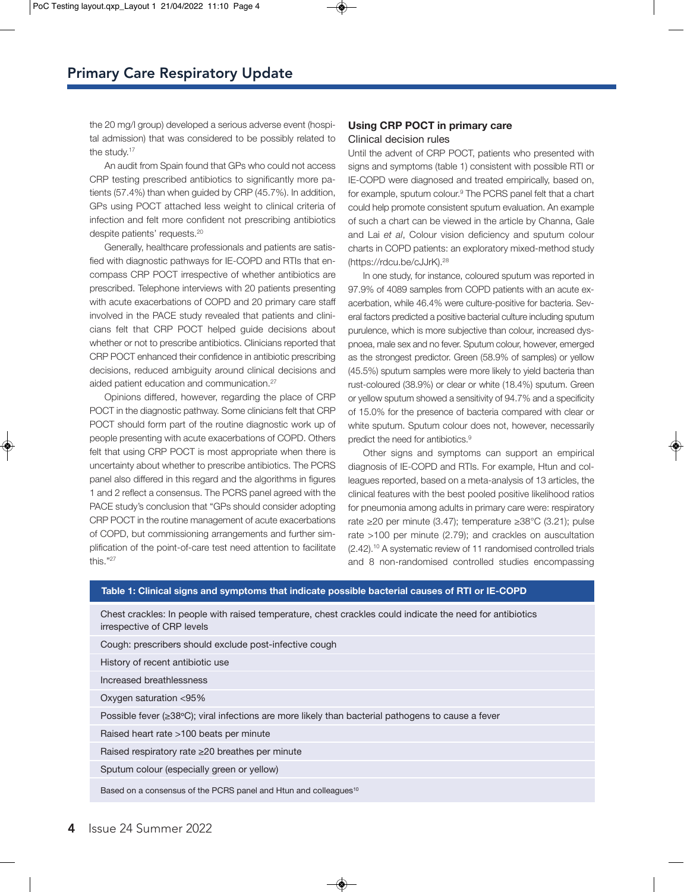the 20 mg/l group) developed a serious adverse event (hospital admission) that was considered to be possibly related to the study.[17]

An audit from Spain found that GPs who could not access CRP testing prescribed antibiotics to significantly more patients (57.4%) than when guided by CRP (45.7%). In addition, GPs using POCT attached less weight to clinical criteria of infection and felt more confident not prescribing antibiotics despite patients' requests.[20]

Generally, healthcare professionals and patients are satisfied with diagnostic pathways for IE-COPD and RTIs that encompass CRP POCT irrespective of whether antibiotics are prescribed. Telephone interviews with 20 patients presenting with acute exacerbations of COPD and 20 primary care staff involved in the PACE study revealed that patients and clinicians felt that CRP POCT helped guide decisions about whether or not to prescribe antibiotics. Clinicians reported that CRP POCT enhanced their confidence in antibiotic prescribing decisions, reduced ambiguity around clinical decisions and aided patient education and communication.[27]

Opinions differed, however, regarding the place of CRP POCT in the diagnostic pathway. Some clinicians felt that CRP POCT should form part of the routine diagnostic work up of people presenting with acute exacerbations of COPD. Others felt that using CRP POCT is most appropriate when there is uncertainty about whether to prescribe antibiotics. The PCRS panel also differed in this regard and the algorithms in figures 1 and 2 reflect a consensus. The PCRS panel agreed with the PACE study's conclusion that "GPs should consider adopting CRP POCT in the routine management of acute exacerbations of COPD, but commissioning arrangements and further simplification of the point-of-care test need attention to facilitate this."[27]

## Using CRP POCT in primary care

### Clinical decision rules

Until the advent of CRP POCT, patients who presented with signs and symptoms (table 1) consistent with possible RTI or IE-COPD were diagnosed and treated empirically, based on, for example, sputum colour.[9] The PCRS panel felt that a chart could help promote consistent sputum evaluation. An example of such a chart can be viewed in the article by Channa, Gale and Lai *et al*, Colour vision deficiency and sputum colour charts in COPD patients: an exploratory mixed-method study (https://rdcu.be/cJJrK).[28]

In one study, for instance, coloured sputum was reported in 97.9% of 4089 samples from COPD patients with an acute exacerbation, while 46.4% were culture-positive for bacteria. Several factors predicted a positive bacterial culture including sputum purulence, which is more subjective than colour, increased dyspnoea, male sex and no fever. Sputum colour, however, emerged as the strongest predictor. Green (58.9% of samples) or yellow (45.5%) sputum samples were more likely to yield bacteria than rust-coloured (38.9%) or clear or white (18.4%) sputum. Green or yellow sputum showed a sensitivity of 94.7% and a specificity of 15.0% for the presence of bacteria compared with clear or white sputum. Sputum colour does not, however, necessarily predict the need for antibiotics.[9]

Other signs and symptoms can support an empirical diagnosis of IE-COPD and RTIs. For example, Htun and colleagues reported, based on a meta-analysis of 13 articles, the clinical features with the best pooled positive likelihood ratios for pneumonia among adults in primary care were: respiratory rate ≥20 per minute (3.47); temperature ≥38°C (3.21); pulse rate >100 per minute (2.79); and crackles on auscultation (2.42).[10] A systematic review of 11 randomised controlled trials and 8 non-randomised controlled studies encompassing

| Table 1: Clinical signs and symptoms that indicate possible bacterial causes of RTI or IE-COPD |
|---|
| Chest crackles: In people with raised temperature, chest crackles could indicate the need for antibiotics irrespective of CRP levels |
| Cough: prescribers should exclude post-infective cough |
| History of recent antibiotic use |
| Increased breathlessness |
| Oxygen saturation <95% |
| Possible fever (≥38ºC); viral infections are more likely than bacterial pathogens to cause a fever |
| Raised heart rate >100 beats per minute |
| Raised respiratory rate ≥20 breathes per minute |
| Sputum colour (especially green or yellow) |
| Based on a consensus of the PCRS panel and Htun and colleagues[10] |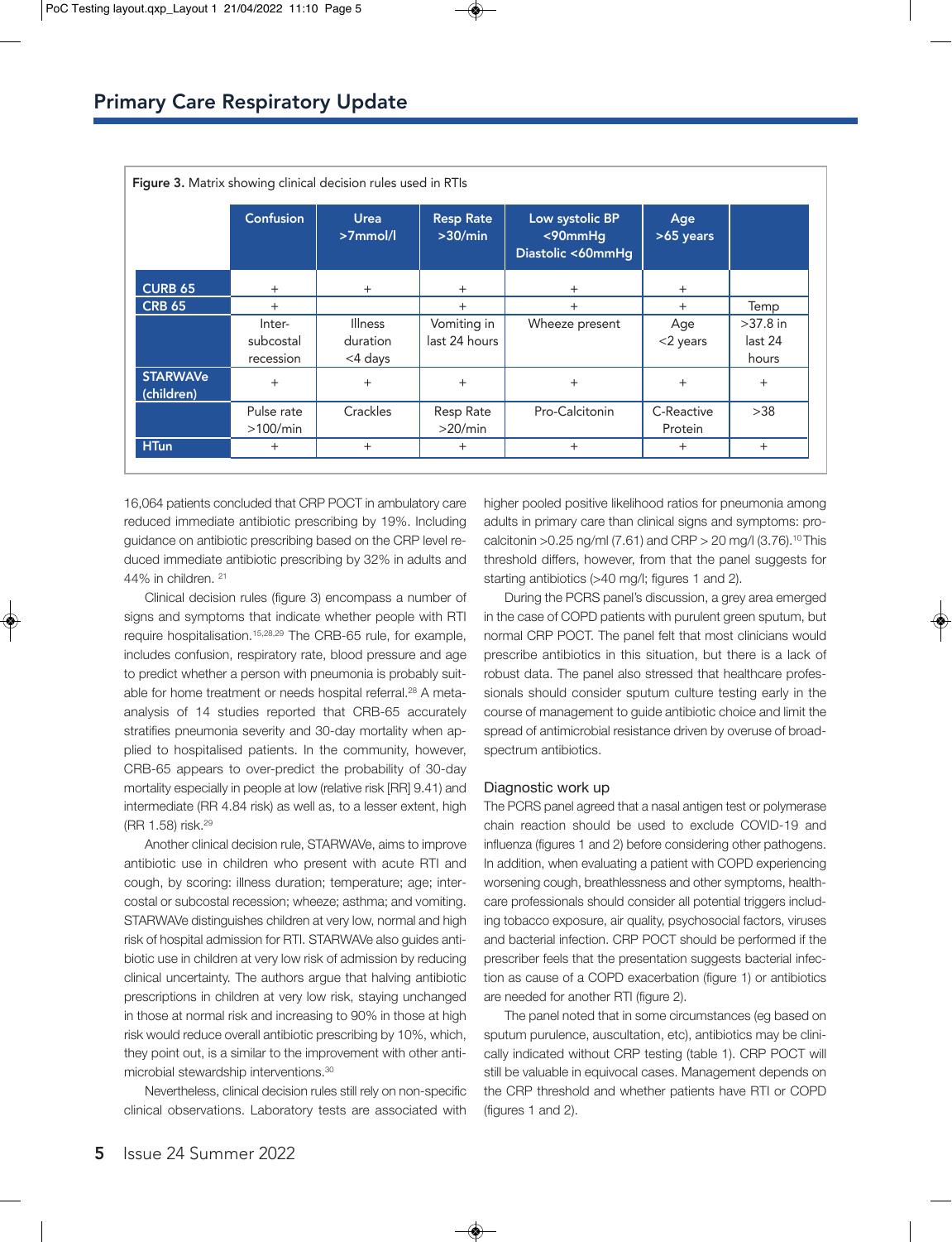Figure 3. Matrix showing clinical decision rules used in RTIs

| | Confusion | Urea >7mmol/l | Resp Rate >30/min | Low systolic BP <90mmHg Diastolic <60mmHg | Age >65 years | |
|---|---|---|---|---|---|---|
| CURB 65 | + | + | + | + | + | |
| CRB 65 | + | | + | + | + | Temp |
| | Inter-subcostal recession | Illness duration <4 days | Vomiting in last 24 hours | Wheeze present | Age <2 years | >37.8 in last 24 hours |
| STARWAVe (children) | + | + | + | + | + | + |
| | Pulse rate >100/min | Crackles | Resp Rate >20/min | Pro-Calcitonin | C-Reactive Protein | >38 |
| HTun | + | + | + | + | + | + |

16,064 patients concluded that CRP POCT in ambulatory care reduced immediate antibiotic prescribing by 19%. Including guidance on antibiotic prescribing based on the CRP level reduced immediate antibiotic prescribing by 32% in adults and 44% in children. [21]

Clinical decision rules (figure 3) encompass a number of signs and symptoms that indicate whether people with RTI require hospitalisation.[15,28,29] The CRB-65 rule, for example, includes confusion, respiratory rate, blood pressure and age to predict whether a person with pneumonia is probably suitable for home treatment or needs hospital referral.[28] A meta-analysis of 14 studies reported that CRB-65 accurately stratifies pneumonia severity and 30-day mortality when applied to hospitalised patients. In the community, however, CRB-65 appears to over-predict the probability of 30-day mortality especially in people at low (relative risk [RR] 9.41) and intermediate (RR 4.84 risk) as well as, to a lesser extent, high (RR 1.58) risk.[29]

Another clinical decision rule, STARWAVe, aims to improve antibiotic use in children who present with acute RTI and cough, by scoring: illness duration; temperature; age; intercostal or subcostal recession; wheeze; asthma; and vomiting. STARWAVe distinguishes children at very low, normal and high risk of hospital admission for RTI. STARWAVe also guides antibiotic use in children at very low risk of admission by reducing clinical uncertainty. The authors argue that halving antibiotic prescriptions in children at very low risk, staying unchanged in those at normal risk and increasing to 90% in those at high risk would reduce overall antibiotic prescribing by 10%, which, they point out, is a similar to the improvement with other antimicrobial stewardship interventions.[30]

Nevertheless, clinical decision rules still rely on non-specific clinical observations. Laboratory tests are associated with higher pooled positive likelihood ratios for pneumonia among adults in primary care than clinical signs and symptoms: procalcitonin >0.25 ng/ml (7.61) and CRP > 20 mg/l (3.76).[10] This threshold differs, however, from that the panel suggests for starting antibiotics (>40 mg/l; figures 1 and 2).

During the PCRS panel's discussion, a grey area emerged in the case of COPD patients with purulent green sputum, but normal CRP POCT. The panel felt that most clinicians would prescribe antibiotics in this situation, but there is a lack of robust data. The panel also stressed that healthcare professionals should consider sputum culture testing early in the course of management to guide antibiotic choice and limit the spread of antimicrobial resistance driven by overuse of broad-spectrum antibiotics.

## Diagnostic work up

The PCRS panel agreed that a nasal antigen test or polymerase chain reaction should be used to exclude COVID-19 and influenza (figures 1 and 2) before considering other pathogens. In addition, when evaluating a patient with COPD experiencing worsening cough, breathlessness and other symptoms, healthcare professionals should consider all potential triggers including tobacco exposure, air quality, psychosocial factors, viruses and bacterial infection. CRP POCT should be performed if the prescriber feels that the presentation suggests bacterial infection as cause of a COPD exacerbation (figure 1) or antibiotics are needed for another RTI (figure 2).

The panel noted that in some circumstances (eg based on sputum purulence, auscultation, etc), antibiotics may be clinically indicated without CRP testing (table 1). CRP POCT will still be valuable in equivocal cases. Management depends on the CRP threshold and whether patients have RTI or COPD (figures 1 and 2).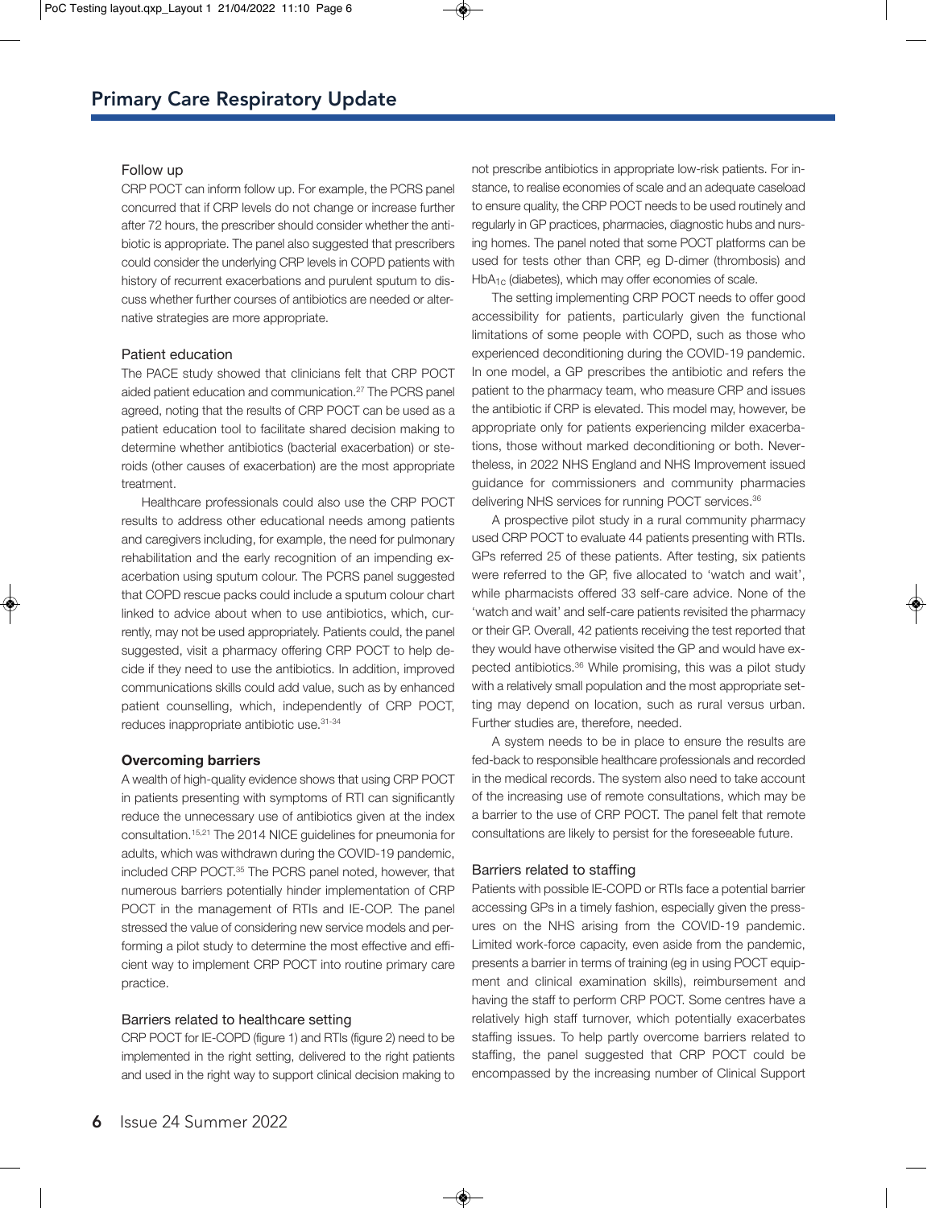### Follow up

CRP POCT can inform follow up. For example, the PCRS panel concurred that if CRP levels do not change or increase further after 72 hours, the prescriber should consider whether the antibiotic is appropriate. The panel also suggested that prescribers could consider the underlying CRP levels in COPD patients with history of recurrent exacerbations and purulent sputum to discuss whether further courses of antibiotics are needed or alternative strategies are more appropriate.

### Patient education

The PACE study showed that clinicians felt that CRP POCT aided patient education and communication.[27] The PCRS panel agreed, noting that the results of CRP POCT can be used as a patient education tool to facilitate shared decision making to determine whether antibiotics (bacterial exacerbation) or steroids (other causes of exacerbation) are the most appropriate treatment.

Healthcare professionals could also use the CRP POCT results to address other educational needs among patients and caregivers including, for example, the need for pulmonary rehabilitation and the early recognition of an impending exacerbation using sputum colour. The PCRS panel suggested that COPD rescue packs could include a sputum colour chart linked to advice about when to use antibiotics, which, currently, may not be used appropriately. Patients could, the panel suggested, visit a pharmacy offering CRP POCT to help decide if they need to use the antibiotics. In addition, improved communications skills could add value, such as by enhanced patient counselling, which, independently of CRP POCT, reduces inappropriate antibiotic use.[31-34]

## Overcoming barriers

A wealth of high-quality evidence shows that using CRP POCT in patients presenting with symptoms of RTI can significantly reduce the unnecessary use of antibiotics given at the index consultation.[15,21] The 2014 NICE guidelines for pneumonia for adults, which was withdrawn during the COVID-19 pandemic, included CRP POCT.[35] The PCRS panel noted, however, that numerous barriers potentially hinder implementation of CRP POCT in the management of RTIs and IE-COP. The panel stressed the value of considering new service models and performing a pilot study to determine the most effective and efficient way to implement CRP POCT into routine primary care practice.

### Barriers related to healthcare setting

CRP POCT for IE-COPD (figure 1) and RTIs (figure 2) need to be implemented in the right setting, delivered to the right patients and used in the right way to support clinical decision making to not prescribe antibiotics in appropriate low-risk patients. For instance, to realise economies of scale and an adequate caseload to ensure quality, the CRP POCT needs to be used routinely and regularly in GP practices, pharmacies, diagnostic hubs and nursing homes. The panel noted that some POCT platforms can be used for tests other than CRP, eg D-dimer (thrombosis) and $HbA_{1c}$ (diabetes), which may offer economies of scale.

The setting implementing CRP POCT needs to offer good accessibility for patients, particularly given the functional limitations of some people with COPD, such as those who experienced deconditioning during the COVID-19 pandemic. In one model, a GP prescribes the antibiotic and refers the patient to the pharmacy team, who measure CRP and issues the antibiotic if CRP is elevated. This model may, however, be appropriate only for patients experiencing milder exacerbations, those without marked deconditioning or both. Nevertheless, in 2022 NHS England and NHS Improvement issued guidance for commissioners and community pharmacies delivering NHS services for running POCT services.[36]

A prospective pilot study in a rural community pharmacy used CRP POCT to evaluate 44 patients presenting with RTIs. GPs referred 25 of these patients. After testing, six patients were referred to the GP, five allocated to 'watch and wait', while pharmacists offered 33 self-care advice. None of the 'watch and wait' and self-care patients revisited the pharmacy or their GP. Overall, 42 patients receiving the test reported that they would have otherwise visited the GP and would have expected antibiotics.[36] While promising, this was a pilot study with a relatively small population and the most appropriate setting may depend on location, such as rural versus urban. Further studies are, therefore, needed.

A system needs to be in place to ensure the results are fed-back to responsible healthcare professionals and recorded in the medical records. The system also need to take account of the increasing use of remote consultations, which may be a barrier to the use of CRP POCT. The panel felt that remote consultations are likely to persist for the foreseeable future.

### Barriers related to staffing

Patients with possible IE-COPD or RTIs face a potential barrier accessing GPs in a timely fashion, especially given the pressures on the NHS arising from the COVID-19 pandemic. Limited work-force capacity, even aside from the pandemic, presents a barrier in terms of training (eg in using POCT equipment and clinical examination skills), reimbursement and having the staff to perform CRP POCT. Some centres have a relatively high staff turnover, which potentially exacerbates staffing issues. To help partly overcome barriers related to staffing, the panel suggested that CRP POCT could be encompassed by the increasing number of Clinical Support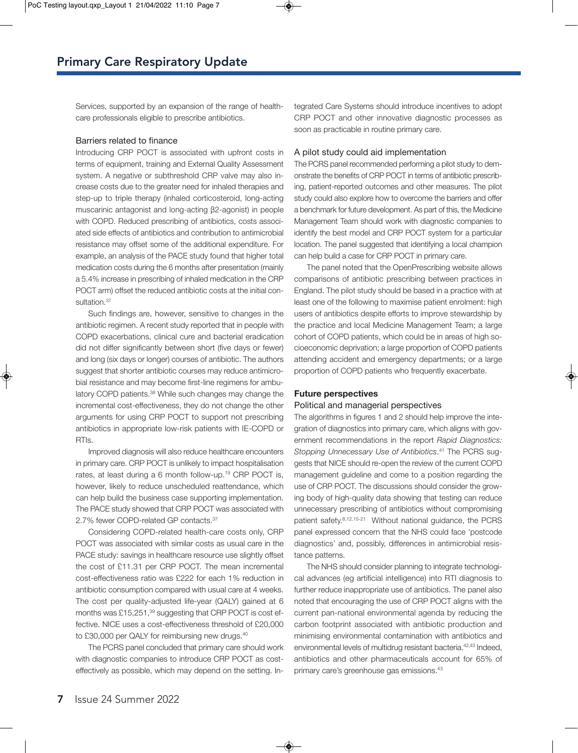Services, supported by an expansion of the range of healthcare professionals eligible to prescribe antibiotics.

### Barriers related to finance

Introducing CRP POCT is associated with upfront costs in terms of equipment, training and External Quality Assessment system. A negative or subthreshold CRP valve may also increase costs due to the greater need for inhaled therapies and step-up to triple therapy (inhaled corticosteroid, long-acting muscarinic antagonist and long-acting β2-agonist) in people with COPD. Reduced prescribing of antibiotics, costs associated side effects of antibiotics and contribution to antimicrobial resistance may offset some of the additional expenditure. For example, an analysis of the PACE study found that higher total medication costs during the 6 months after presentation (mainly a 5.4% increase in prescribing of inhaled medication in the CRP POCT arm) offset the reduced antibiotic costs at the initial consultation.[37]

Such findings are, however, sensitive to changes in the antibiotic regimen. A recent study reported that in people with COPD exacerbations, clinical cure and bacterial eradication did not differ significantly between short (five days or fewer) and long (six days or longer) courses of antibiotic. The authors suggest that shorter antibiotic courses may reduce antimicrobial resistance and may become first-line regimens for ambulatory COPD patients.[38] While such changes may change the incremental cost-effectiveness, they do not change the other arguments for using CRP POCT to support not prescribing antibiotics in appropriate low-risk patients with IE-COPD or RTIs.

Improved diagnosis will also reduce healthcare encounters in primary care. CRP POCT is unlikely to impact hospitalisation rates, at least during a 6 month follow-up.[19] CRP POCT is, however, likely to reduce unscheduled reattendance, which can help build the business case supporting implementation. The PACE study showed that CRP POCT was associated with 2.7% fewer COPD-related GP contacts.[37]

Considering COPD-related health-care costs only, CRP POCT was associated with similar costs as usual care in the PACE study: savings in healthcare resource use slightly offset the cost of £11.31 per CRP POCT. The mean incremental cost-effectiveness ratio was £222 for each 1% reduction in antibiotic consumption compared with usual care at 4 weeks. The cost per quality-adjusted life-year (QALY) gained at 6 months was £15,251,[39] suggesting that CRP POCT is cost effective. NICE uses a cost-effectiveness threshold of £20,000 to £30,000 per QALY for reimbursing new drugs.[40]

The PCRS panel concluded that primary care should work with diagnostic companies to introduce CRP POCT as cost-effectively as possible, which may depend on the setting. Integrated Care Systems should introduce incentives to adopt CRP POCT and other innovative diagnostic processes as soon as practicable in routine primary care.

### A pilot study could aid implementation

The PCRS panel recommended performing a pilot study to demonstrate the benefits of CRP POCT in terms of antibiotic prescribing, patient-reported outcomes and other measures. The pilot study could also explore how to overcome the barriers and offer a benchmark for future development. As part of this, the Medicine Management Team should work with diagnostic companies to identify the best model and CRP POCT system for a particular location. The panel suggested that identifying a local champion can help build a case for CRP POCT in primary care.

The panel noted that the OpenPrescribing website allows comparisons of antibiotic prescribing between practices in England. The pilot study should be based in a practice with at least one of the following to maximise patient enrolment: high users of antibiotics despite efforts to improve stewardship by the practice and local Medicine Management Team; a large cohort of COPD patients, which could be in areas of high socioeconomic deprivation; a large proportion of COPD patients attending accident and emergency departments; or a large proportion of COPD patients who frequently exacerbate.

## Future perspectives

### Political and managerial perspectives

The algorithms in figures 1 and 2 should help improve the integration of diagnostics into primary care, which aligns with government recommendations in the report *Rapid Diagnostics: Stopping Unnecessary Use of Antibiotics*.[41] The PCRS suggests that NICE should re-open the review of the current COPD management guideline and come to a position regarding the use of CRP POCT. The discussions should consider the growing body of high-quality data showing that testing can reduce unnecessary prescribing of antibiotics without compromising patient safety.[8,12,15-21] Without national guidance, the PCRS panel expressed concern that the NHS could face 'postcode diagnostics' and, possibly, differences in antimicrobial resistance patterns.

The NHS should consider planning to integrate technological advances (eg artificial intelligence) into RTI diagnosis to further reduce inappropriate use of antibiotics. The panel also noted that encouraging the use of CRP POCT aligns with the current pan-national environmental agenda by reducing the carbon footprint associated with antibiotic production and minimising environmental contamination with antibiotics and environmental levels of multidrug resistant bacteria.[42,43] Indeed, antibiotics and other pharmaceuticals account for 65% of primary care's greenhouse gas emissions.[43]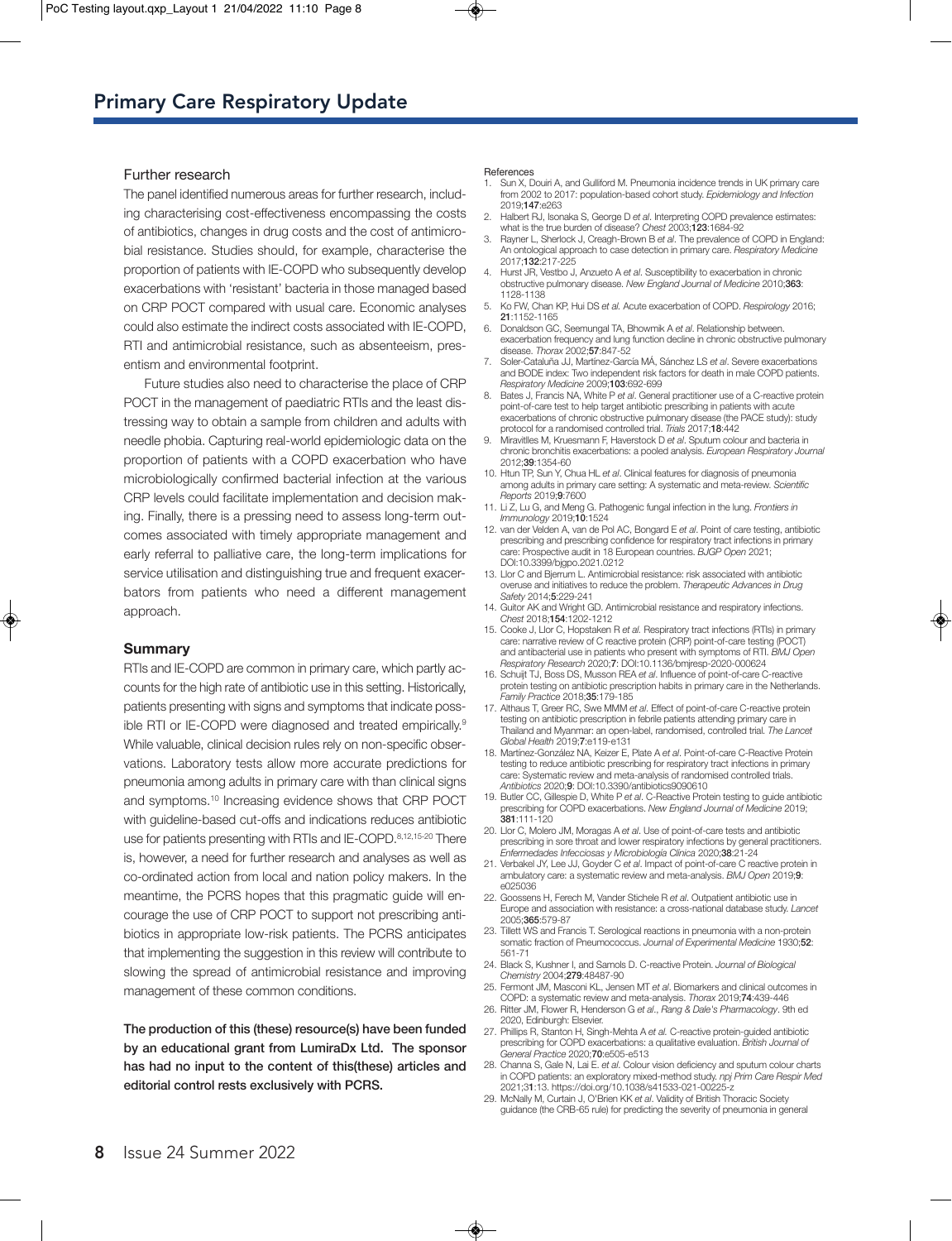## Further research

The panel identified numerous areas for further research, including characterising cost-effectiveness encompassing the costs of antibiotics, changes in drug costs and the cost of antimicrobial resistance. Studies should, for example, characterise the proportion of patients with IE-COPD who subsequently develop exacerbations with 'resistant' bacteria in those managed based on CRP POCT compared with usual care. Economic analyses could also estimate the indirect costs associated with IE-COPD, RTI and antimicrobial resistance, such as absenteeism, presentism and environmental footprint.

Future studies also need to characterise the place of CRP POCT in the management of paediatric RTIs and the least distressing way to obtain a sample from children and adults with needle phobia. Capturing real-world epidemiologic data on the proportion of patients with a COPD exacerbation who have microbiologically confirmed bacterial infection at the various CRP levels could facilitate implementation and decision making. Finally, there is a pressing need to assess long-term outcomes associated with timely appropriate management and early referral to palliative care, the long-term implications for service utilisation and distinguishing true and frequent exacerbators from patients who need a different management approach.

## Summary

RTIs and IE-COPD are common in primary care, which partly accounts for the high rate of antibiotic use in this setting. Historically, patients presenting with signs and symptoms that indicate possible RTI or IE-COPD were diagnosed and treated empirically.[9] While valuable, clinical decision rules rely on non-specific observations. Laboratory tests allow more accurate predictions for pneumonia among adults in primary care with than clinical signs and symptoms.[10] Increasing evidence shows that CRP POCT with guideline-based cut-offs and indications reduces antibiotic use for patients presenting with RTIs and IE-COPD.[8,12,15-20] There is, however, a need for further research and analyses as well as co-ordinated action from local and nation policy makers. In the meantime, the PCRS hopes that this pragmatic guide will encourage the use of CRP POCT to support not prescribing antibiotics in appropriate low-risk patients. The PCRS anticipates that implementing the suggestion in this review will contribute to slowing the spread of antimicrobial resistance and improving management of these common conditions.

**The production of this (these) resource(s) have been funded by an educational grant from LumiraDx Ltd. The sponsor has had no input to the content of this(these) articles and editorial control rests exclusively with PCRS.**

### References

1. Sun X, Douiri A, and Gulliford M. Pneumonia incidence trends in UK primary care from 2002 to 2017: population-based cohort study. *Epidemiology and Infection* 2019;**147**:e263
2. Halbert RJ, Isonaka S, George D *et al*. Interpreting COPD prevalence estimates: what is the true burden of disease? *Chest* 2003;**123**:1684-92
3. Rayner L, Sherlock J, Creagh-Brown B *et al*. The prevalence of COPD in England: An ontological approach to case detection in primary care. *Respiratory Medicine* 2017;**132**:217-225
4. Hurst JR, Vestbo J, Anzueto A *et al*. Susceptibility to exacerbation in chronic obstructive pulmonary disease. *New England Journal of Medicine* 2010;**363**: 1128-1138
5. Ko FW, Chan KP, Hui DS *et al.* Acute exacerbation of COPD. *Respirology* 2016; **21**:1152-1165
6. Donaldson GC, Seemungal TA, Bhowmik A *et al*. Relationship between. exacerbation frequency and lung function decline in chronic obstructive pulmonary disease. *Thorax* 2002;**57**:847-52
7. Soler-Cataluña JJ, Martínez-García MÁ, Sánchez LS *et al*. Severe exacerbations and BODE index: Two independent risk factors for death in male COPD patients. *Respiratory Medicine* 2009;**103**:692-699
8. Bates J, Francis NA, White P *et al*. General practitioner use of a C-reactive protein point-of-care test to help target antibiotic prescribing in patients with acute exacerbations of chronic obstructive pulmonary disease (the PACE study): study protocol for a randomised controlled trial. *Trials* 2017;**18**:442
9. Miravitlles M, Kruesmann F, Haverstock D *et al*. Sputum colour and bacteria in chronic bronchitis exacerbations: a pooled analysis. *European Respiratory Journal* 2012;**39**:1354-60
10. Htun TP, Sun Y, Chua HL *et al*. Clinical features for diagnosis of pneumonia among adults in primary care setting: A systematic and meta-review. *Scientific Reports* 2019;**9**:7600
11. Li Z, Lu G, and Meng G. Pathogenic fungal infection in the lung. *Frontiers in Immunology* 2019;**10**:1524
12. van der Velden A, van de Pol AC, Bongard E *et al*. Point of care testing, antibiotic prescribing and prescribing confidence for respiratory tract infections in primary care: Prospective audit in 18 European countries. *BJGP Open* 2021; DOI:10.3399/bjgpo.2021.0212
13. Llor C and Bjerrum L. Antimicrobial resistance: risk associated with antibiotic overuse and initiatives to reduce the problem. *Therapeutic Advances in Drug Safety* 2014;**5**:229-241
14. Guitor AK and Wright GD. Antimicrobial resistance and respiratory infections. *Chest* 2018;**154**:1202-1212
15. Cooke J, Llor C, Hopstaken R *et al.* Respiratory tract infections (RTIs) in primary care: narrative review of C reactive protein (CRP) point-of-care testing (POCT) and antibacterial use in patients who present with symptoms of RTI. *BMJ Open Respiratory Research* 2020;**7**: DOI:10.1136/bmjresp-2020-000624
16. Schuijt TJ, Boss DS, Musson REA *et al*. Influence of point-of-care C-reactive protein testing on antibiotic prescription habits in primary care in the Netherlands. *Family Practice* 2018;**35**:179-185
17. Althaus T, Greer RC, Swe MMM *et al*. Effect of point-of-care C-reactive protein testing on antibiotic prescription in febrile patients attending primary care in Thailand and Myanmar: an open-label, randomised, controlled trial. *The Lancet Global Health* 2019;**7**:e119-e131
18. Martínez-González NA, Keizer E, Plate A *et al*. Point-of-care C-Reactive Protein testing to reduce antibiotic prescribing for respiratory tract infections in primary care: Systematic review and meta-analysis of randomised controlled trials. *Antibiotics* 2020;**9**: DOI:10.3390/antibiotics9090610
19. Butler CC, Gillespie D, White P *et al*. C-Reactive Protein testing to guide antibiotic prescribing for COPD exacerbations. *New England Journal of Medicine* 2019; **381**:111-120
20. Llor C, Molero JM, Moragas A *et al*. Use of point-of-care tests and antibiotic prescribing in sore throat and lower respiratory infections by general practitioners. *Enfermedades Infecciosas y Microbiología Clínica* 2020;**38**:21-24
21. Verbakel JY, Lee JJ, Goyder C *et al*. Impact of point-of-care C reactive protein in ambulatory care: a systematic review and meta-analysis. *BMJ Open* 2019;**9**: e025036
22. Goossens H, Ferech M, Vander Stichele R *et al*. Outpatient antibiotic use in Europe and association with resistance: a cross-national database study. *Lancet* 2005;**365**:579-87
23. Tillett WS and Francis T. Serological reactions in pneumonia with a non-protein somatic fraction of Pneumococcus. *Journal of Experimental Medicine* 1930;**52**: 561-71
24. Black S, Kushner I, and Samols D. C-reactive Protein. *Journal of Biological Chemistry* 2004;**279**:48487-90
25. Fermont JM, Masconi KL, Jensen MT *et al*. Biomarkers and clinical outcomes in COPD: a systematic review and meta-analysis. *Thorax* 2019;**74**:439-446
26. Ritter JM, Flower R, Henderson G *et al*., *Rang & Dale's Pharmacology*. 9th ed 2020, Edinburgh: Elsevier.
27. Phillips R, Stanton H, Singh-Mehta A *et al.* C-reactive protein-guided antibiotic prescribing for COPD exacerbations: a qualitative evaluation. *British Journal of General Practice* 2020;**70**:e505-e513
28. Channa S, Gale N, Lai E. *et al*. Colour vision deficiency and sputum colour charts in COPD patients: an exploratory mixed-method study. *npj Prim Care Respir Med* 2021;3**1**:13. https://doi.org/10.1038/s41533-021-00225-z
29. McNally M, Curtain J, O'Brien KK *et al*. Validity of British Thoracic Society guidance (the CRB-65 rule) for predicting the severity of pneumonia in general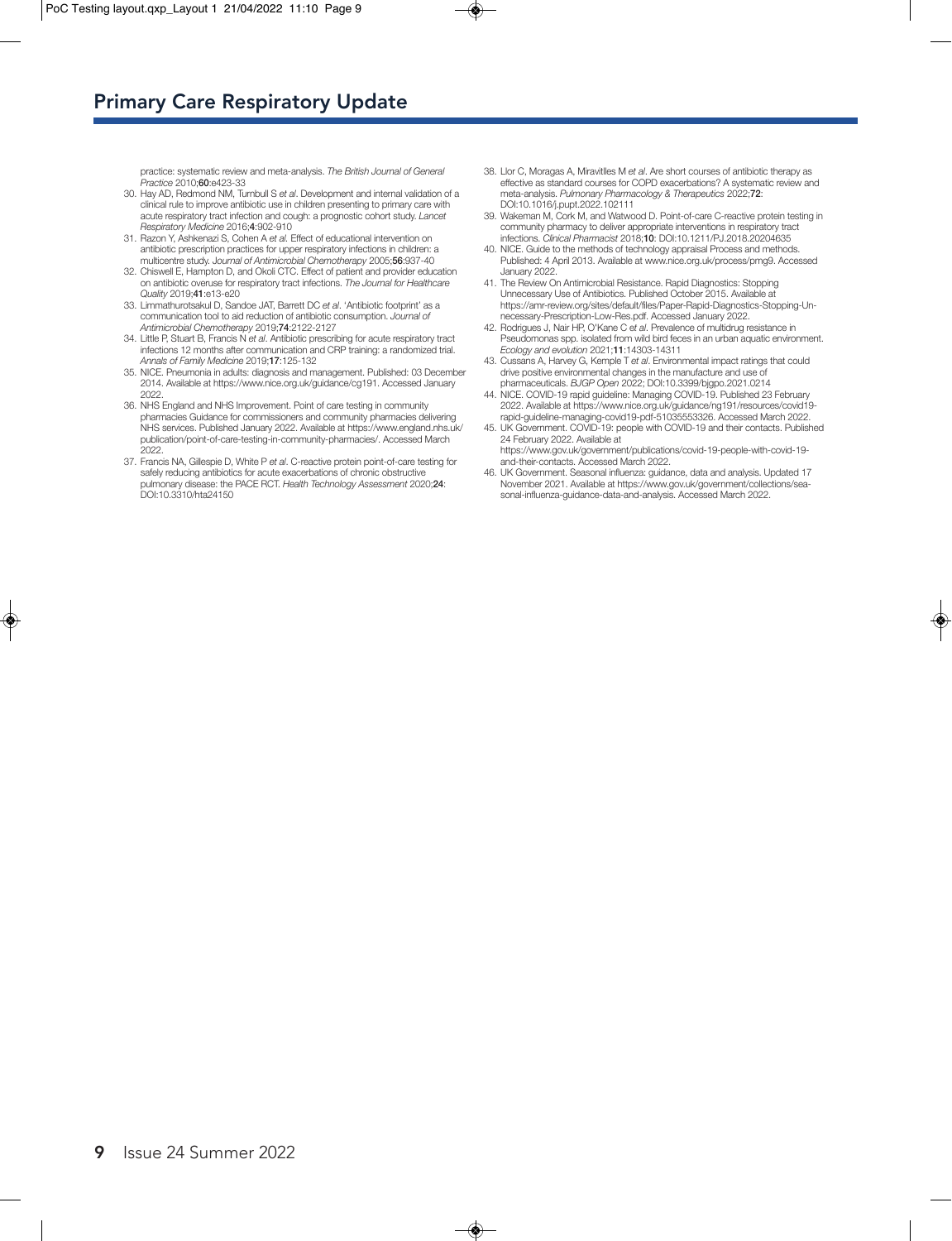practice: systematic review and meta-analysis. *The British Journal of General Practice* 2010;**60**:e423-33

30. Hay AD, Redmond NM, Turnbull S *et al*. Development and internal validation of a clinical rule to improve antibiotic use in children presenting to primary care with acute respiratory tract infection and cough: a prognostic cohort study. *Lancet Respiratory Medicine* 2016;**4**:902-910
31. Razon Y, Ashkenazi S, Cohen A *et al*. Effect of educational intervention on antibiotic prescription practices for upper respiratory infections in children: a multicentre study. *Journal of Antimicrobial Chemotherapy* 2005;**56**:937-40
32. Chiswell E, Hampton D, and Okoli CTC. Effect of patient and provider education on antibiotic overuse for respiratory tract infections. *The Journal for Healthcare Quality* 2019;**41**:e13-e20
33. Limmathurotsakul D, Sandoe JAT, Barrett DC *et al*. 'Antibiotic footprint' as a communication tool to aid reduction of antibiotic consumption. *Journal of Antimicrobial Chemotherapy* 2019;**74**:2122-2127
34. Little P, Stuart B, Francis N *et al*. Antibiotic prescribing for acute respiratory tract infections 12 months after communication and CRP training: a randomized trial. *Annals of Family Medicine* 2019;**17**:125-132
35. NICE. Pneumonia in adults: diagnosis and management. Published: 03 December 2014. Available at https://www.nice.org.uk/guidance/cg191. Accessed January 2022.
36. NHS England and NHS Improvement. Point of care testing in community pharmacies Guidance for commissioners and community pharmacies delivering NHS services. Published January 2022. Available at https://www.england.nhs.uk/publication/point-of-care-testing-in-community-pharmacies/. Accessed March 2022.
37. Francis NA, Gillespie D, White P *et al*. C-reactive protein point-of-care testing for safely reducing antibiotics for acute exacerbations of chronic obstructive pulmonary disease: the PACE RCT. *Health Technology Assessment* 2020;**24**: DOI:10.3310/hta24150
38. Llor C, Moragas A, Miravitlles M *et al*. Are short courses of antibiotic therapy as effective as standard courses for COPD exacerbations? A systematic review and meta-analysis. *Pulmonary Pharmacology & Therapeutics* 2022;**72**: DOI:10.1016/j.pupt.2022.102111
39. Wakeman M, Cork M, and Watwood D. Point-of-care C-reactive protein testing in community pharmacy to deliver appropriate interventions in respiratory tract infections. *Clinical Pharmacist* 2018;**10**: DOI:10.1211/PJ.2018.20204635
40. NICE. Guide to the methods of technology appraisal Process and methods. Published: 4 April 2013. Available at www.nice.org.uk/process/pmg9. Accessed January 2022.
41. The Review On Antimicrobial Resistance. Rapid Diagnostics: Stopping Unnecessary Use of Antibiotics. Published October 2015. Available at https://amr-review.org/sites/default/files/Paper-Rapid-Diagnostics-Stopping-Unnecessary-Prescription-Low-Res.pdf. Accessed January 2022.
42. Rodrigues J, Nair HP, O'Kane C *et al*. Prevalence of multidrug resistance in Pseudomonas spp. isolated from wild bird feces in an urban aquatic environment. *Ecology and evolution* 2021;**11**:14303-14311
43. Cussans A, Harvey G, Kemple T *et al*. Environmental impact ratings that could drive positive environmental changes in the manufacture and use of pharmaceuticals. *BJGP Open* 2022; DOI:10.3399/bjgpo.2021.0214
44. NICE. COVID-19 rapid guideline: Managing COVID-19. Published 23 February 2022. Available at https://www.nice.org.uk/guidance/ng191/resources/covid19-rapid-guideline-managing-covid19-pdf-51035553326. Accessed March 2022.
45. UK Government. COVID-19: people with COVID-19 and their contacts. Published 24 February 2022. Available at https://www.gov.uk/government/publications/covid-19-people-with-covid-19-and-their-contacts. Accessed March 2022.
46. UK Government. Seasonal influenza: guidance, data and analysis. Updated 17 November 2021. Available at https://www.gov.uk/government/collections/seasonal-influenza-guidance-data-and-analysis. Accessed March 2022.